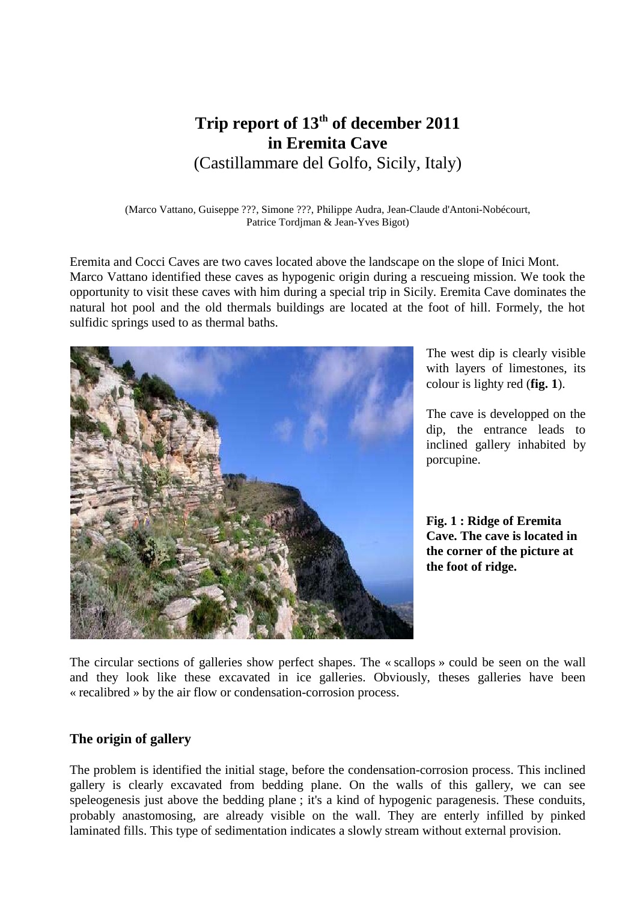# Trip report of 13th of december 2011 in Eremita Cave

(Castillammare del Golfo, Sicily, Italy)

(Marco Vattano, Guiseppe ???, Simone ???, Philippe Audra, Jean-Claude d'Antoni-Nobécourt, Patrice Tordjman & Jean-Yves Bigot)

Eremita and Cocci Caves are two caves located above the landscape on the slope of Inici Mont. Marco Vattano identified these caves as hypogenic origin during a rescueing mission. We took the opportunity to visit these caves with him during a special trip in Sicily. Eremita Cave dominates the natural hot pool and the old thermals buildings are located at the foot of hill. Formely, the hot sulfidic springs used to as thermal baths.

The west dip is clearly visible with layers of limestones, its colour is lighty red (**fig. 1**).

The cave is developped on the dip, the entrance leads to inclined gallery inhabited by porcupine.

**Fig. 1 : Ridge of Eremita Cave. The cave is located in the corner of the picture at the foot of ridge.**

The circular sections of galleries show perfect shapes. The « scallops » could be seen on the wall and they look like these excavated in ice galleries. Obviously, theses galleries have been « recalibred » by the air flow or condensation-corrosion process.

## The origin of gallery

The problem is identified the initial stage, before the condensation-corrosion process. This inclined gallery is clearly excavated from bedding plane. On the walls of this gallery, we can see speleogenesis just above the bedding plane ; it's a kind of hypogenic paragenesis. These conduits, probably anastomosing, are already visible on the wall. They are enterly infilled by pinked laminated fills. This type of sedimentation indicates a slowly stream without external provision.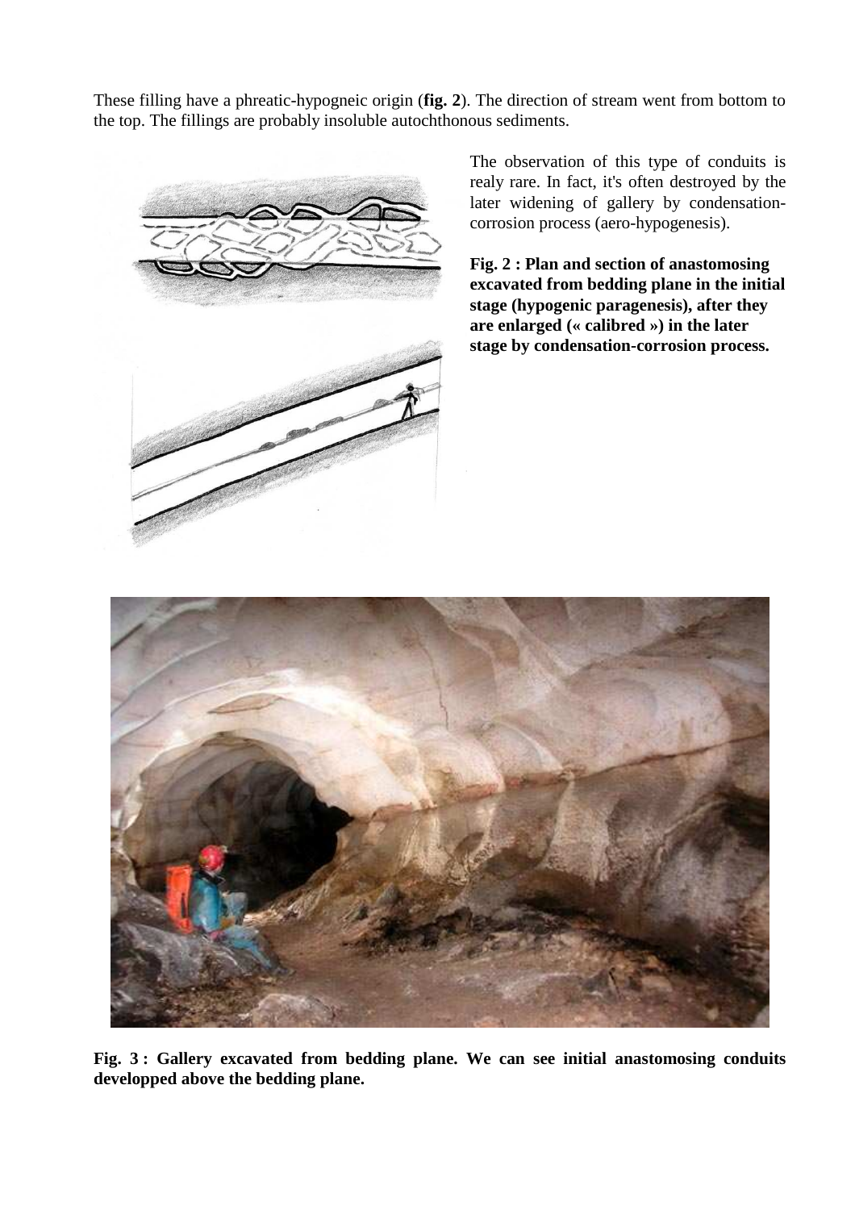These filling have a phreatic-hypogneic origin (**fig. 2**). The direction of stream went from bottom to the top. The fillings are probably insoluble autochthonous sediments.

The observation of this type of conduits is realy rare. In fact, it's often destroyed by the later widening of gallery by condensation-corrosion process (aero-hypogenesis).

**Fig. 2 : Plan and section of anastomosing excavated from bedding plane in the initial stage (hypogenic paragenesis), after they are enlarged (« calibred ») in the later stage by condensation-corrosion process.**

**Fig. 3 : Gallery excavated from bedding plane. We can see initial anastomosing conduits developped above the bedding plane.**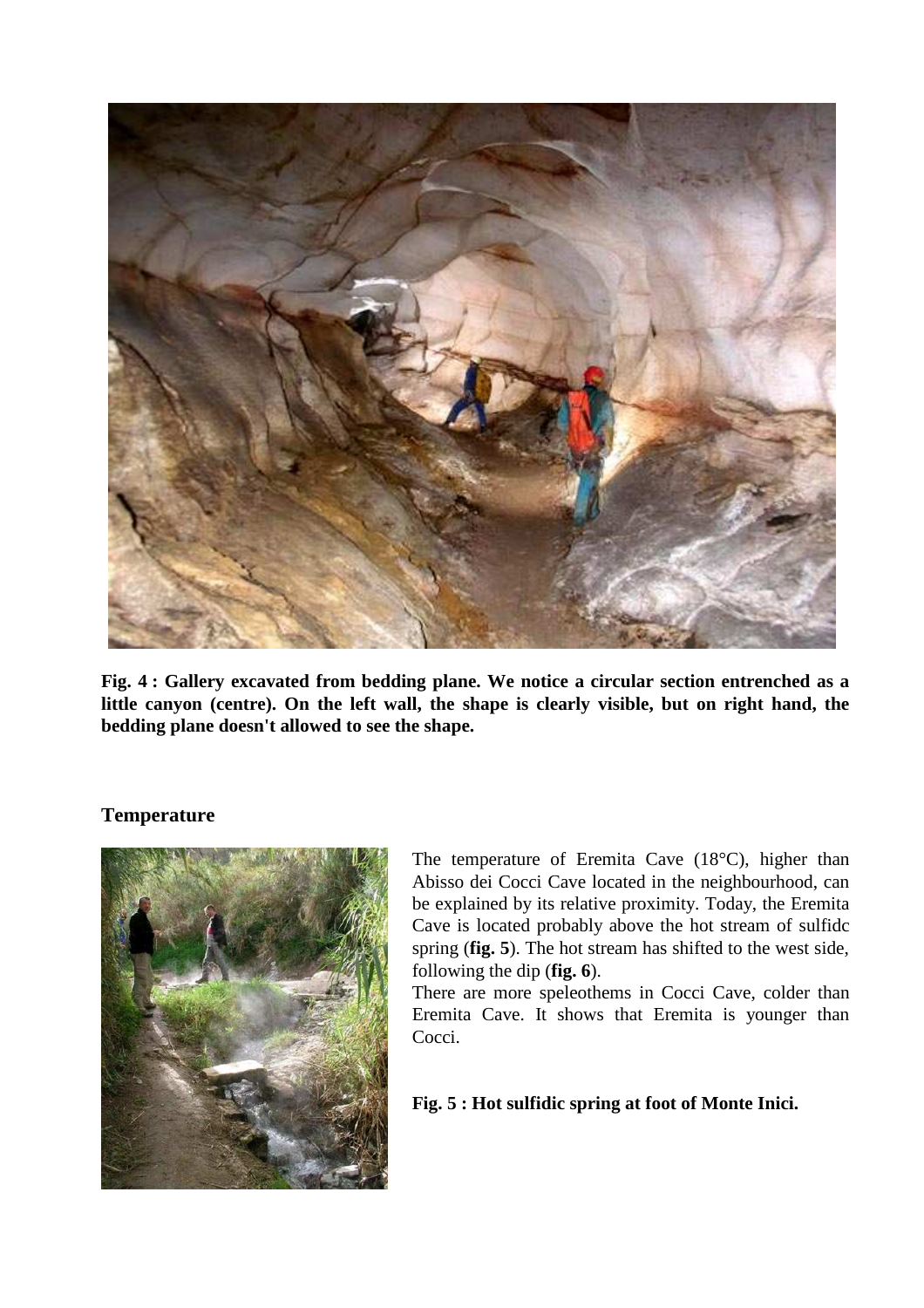**Fig. 4 : Gallery excavated from bedding plane. We notice a circular section entrenched as a little canyon (centre). On the left wall, the shape is clearly visible, but on right hand, the bedding plane doesn't allowed to see the shape.**

## Temperature

The temperature of Eremita Cave (18°C), higher than Abisso dei Cocci Cave located in the neighbourhood, can be explained by its relative proximity. Today, the Eremita Cave is located probably above the hot stream of sulfidc spring (**fig. 5**). The hot stream has shifted to the west side, following the dip (**fig. 6**).

There are more speleothems in Cocci Cave, colder than Eremita Cave. It shows that Eremita is younger than Cocci.

**Fig. 5 : Hot sulfidic spring at foot of Monte Inici.**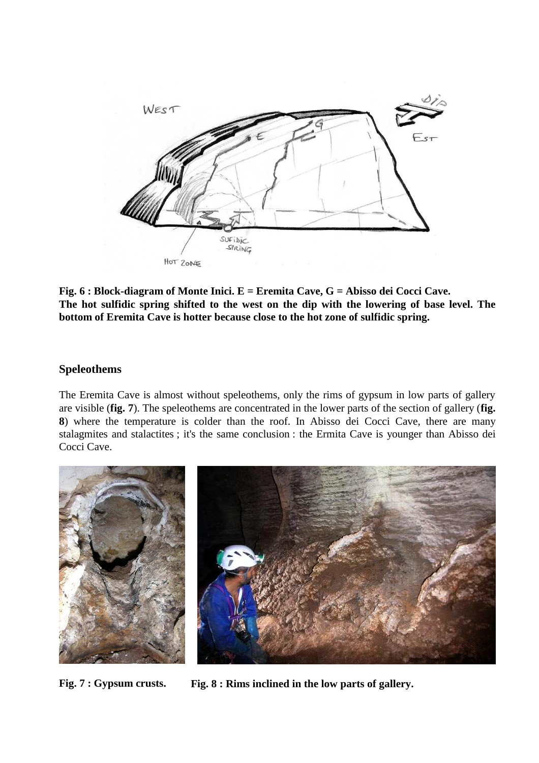**Fig. 6 : Block-diagram of Monte Inici. E = Eremita Cave, G = Abisso dei Cocci Cave.**
**The hot sulfidic spring shifted to the west on the dip with the lowering of base level. The bottom of Eremita Cave is hotter because close to the hot zone of sulfidic spring.**

## Speleothems

The Eremita Cave is almost without speleothems, only the rims of gypsum in low parts of gallery are visible (**fig. 7**). The speleothems are concentrated in the lower parts of the section of gallery (**fig. 8**) where the temperature is colder than the roof. In Abisso dei Cocci Cave, there are many stalagmites and stalactites ; it's the same conclusion : the Ermita Cave is younger than Abisso dei Cocci Cave.

**Fig. 7 : Gypsum crusts.**

**Fig. 8 : Rims inclined in the low parts of gallery.**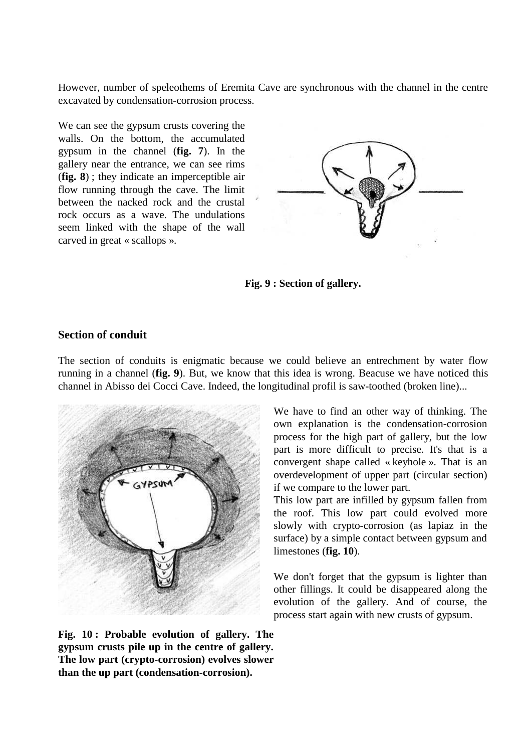However, number of speleothems of Eremita Cave are synchronous with the channel in the centre excavated by condensation-corrosion process.

We can see the gypsum crusts covering the walls. On the bottom, the accumulated gypsum in the channel (**fig. 7**). In the gallery near the entrance, we can see rims (**fig. 8**) ; they indicate an imperceptible air flow running through the cave. The limit between the nacked rock and the crustal rock occurs as a wave. The undulations seem linked with the shape of the wall carved in great « scallops ».

**Fig. 9 : Section of gallery.**

## Section of conduit

The section of conduits is enigmatic because we could believe an entrechment by water flow running in a channel (**fig. 9**). But, we know that this idea is wrong. Beacuse we have noticed this channel in Abisso dei Cocci Cave. Indeed, the longitudinal profil is saw-toothed (broken line)...

We have to find an other way of thinking. The own explanation is the condensation-corrosion process for the high part of gallery, but the low part is more difficult to precise. It's that is a convergent shape called « keyhole ». That is an overdevelopment of upper part (circular section) if we compare to the lower part.

This low part are infilled by gypsum fallen from the roof. This low part could evolved more slowly with crypto-corrosion (as lapiaz in the surface) by a simple contact between gypsum and limestones (**fig. 10**).

We don't forget that the gypsum is lighter than other fillings. It could be disappeared along the evolution of the gallery. And of course, the process start again with new crusts of gypsum.

**Fig. 10 : Probable evolution of gallery. The gypsum crusts pile up in the centre of gallery. The low part (crypto-corrosion) evolves slower than the up part (condensation-corrosion).**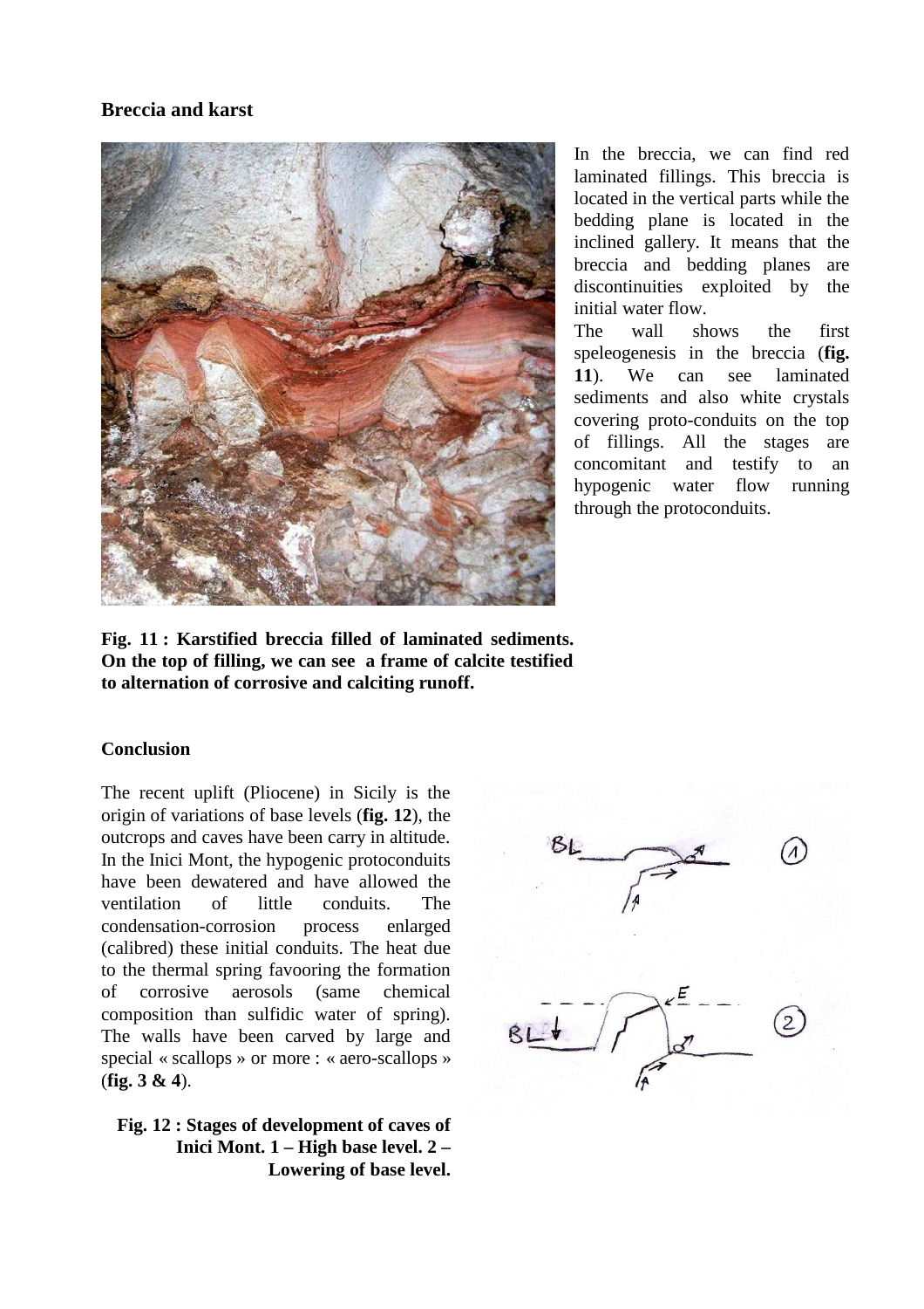**Breccia and karst**

In the breccia, we can find red laminated fillings. This breccia is located in the vertical parts while the bedding plane is located in the inclined gallery. It means that the breccia and bedding planes are discontinuities exploited by the initial water flow.

The wall shows the first speleogenesis in the breccia (**fig. 11**). We can see laminated sediments and also white crystals covering proto-conduits on the top of fillings. All the stages are concomitant and testify to an hypogenic water flow running through the protoconduits.

**Fig. 11 : Karstified breccia filled of laminated sediments. On the top of filling, we can see a frame of calcite testified to alternation of corrosive and calciting runoff.**

**Conclusion**

The recent uplift (Pliocene) in Sicily is the origin of variations of base levels (**fig. 12**), the outcrops and caves have been carry in altitude. In the Inici Mont, the hypogenic protoconduits have been dewatered and have allowed the ventilation of little conduits. The condensation-corrosion process enlarged (calibred) these initial conduits. The heat due to the thermal spring favooring the formation of corrosive aerosols (same chemical composition than sulfidic water of spring). The walls have been carved by large and special « scallops » or more : « aero-scallops » (**fig. 3 & 4**).

BL
A
1

E
BL
A
2

**Fig. 12 : Stages of development of caves of Inici Mont. 1 – High base level. 2 – Lowering of base level.**